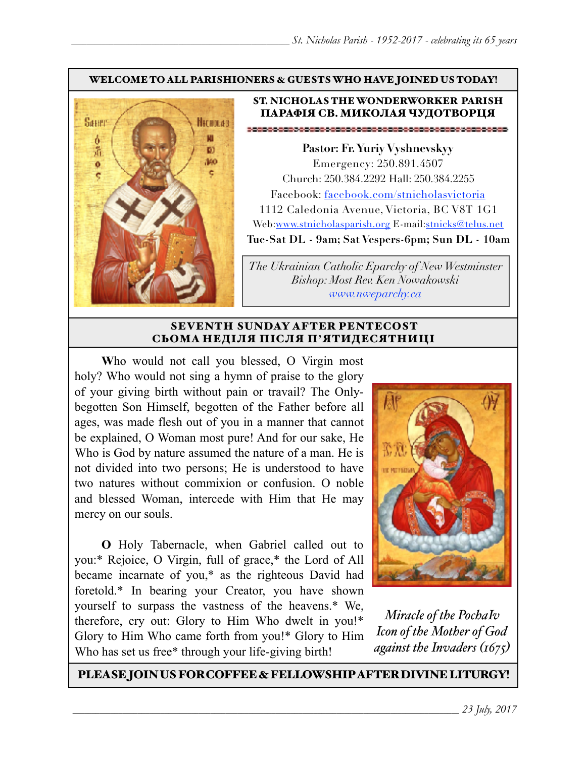**WELCOME TO ALL PARISHIONERS & GUESTS WHO HAVE JOINED US TODAY!**

## ST. NICHOLAS THE WONDERWORKER PARISH
## ПАРАФІЯ СВ. МИКОЛАЯ ЧУДОТВОРЦЯ

**Pastor: Fr. Yuriy Vyshnevskyy**
Emergency: 250.891.4507
Church: 250.384.2292 Hall: 250.384.2255
Facebook: facebook.com/stnicholasvictoria
1112 Caledonia Avenue, Victoria, BC V8T 1G1
Web:www.stnicholasparish.org E-mail:stnicks@telus.net
**Tue-Sat DL - 9am; Sat Vespers-6pm; Sun DL - 10am**

*The Ukrainian Catholic Eparchy of New Westminster*
*Bishop: Most Rev. Ken Nowakowski*
*www.nweparchy.ca*

## SEVENTH SUNDAY AFTER PENTECOST
## СЬОМА НЕДІЛЯ ПІСЛЯ П'ЯТИДЕСЯТНИЦІ

**W**ho would not call you blessed, O Virgin most holy? Who would not sing a hymn of praise to the glory of your giving birth without pain or travail? The Only-begotten Son Himself, begotten of the Father before all ages, was made flesh out of you in a manner that cannot be explained, O Woman most pure! And for our sake, He Who is God by nature assumed the nature of a man. He is not divided into two persons; He is understood to have two natures without commixion or confusion. O noble and blessed Woman, intercede with Him that He may mercy on our souls.

**O** Holy Tabernacle, when Gabriel called out to you:* Rejoice, O Virgin, full of grace,* the Lord of All became incarnate of you,* as the righteous David had foretold.* In bearing your Creator, you have shown yourself to surpass the vastness of the heavens.* We, therefore, cry out: Glory to Him Who dwelt in you!* Glory to Him Who came forth from you!* Glory to Him Who has set us free* through your life-giving birth!

*Miracle of the PochaIv Icon of the Mother of God against the Invaders (1675)*

**PLEASE JOIN US FOR COFFEE & FELLOWSHIP AFTER DIVINE LITURGY!**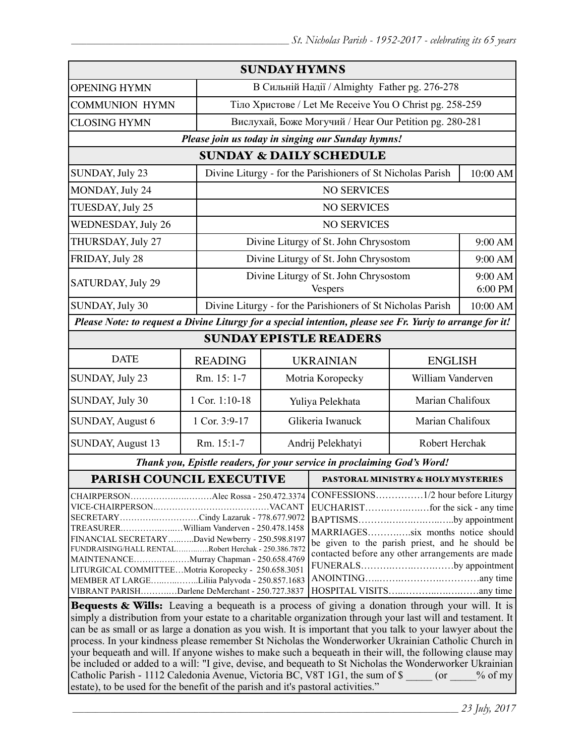## SUNDAY HYMNS

| | |
|---|---|
| OPENING HYMN | В Сильній Надії / Almighty Father pg. 276-278 |
| COMMUNION HYMN | Тіло Христове / Let Me Receive You O Christ pg. 258-259 |
| CLOSING HYMN | Вислухай, Боже Могучий / Hear Our Petition pg. 280-281 |

***Please join us today in singing our Sunday hymns!***

## SUNDAY & DAILY SCHEDULE

| | | |
|---|---|---|
| SUNDAY, July 23 | Divine Liturgy - for the Parishioners of St Nicholas Parish | 10:00 AM |
| MONDAY, July 24 | NO SERVICES | |
| TUESDAY, July 25 | NO SERVICES | |
| WEDNESDAY, July 26 | NO SERVICES | |
| THURSDAY, July 27 | Divine Liturgy of St. John Chrysostom | 9:00 AM |
| FRIDAY, July 28 | Divine Liturgy of St. John Chrysostom | 9:00 AM |
| SATURDAY, July 29 | Divine Liturgy of St. John Chrysostom<br>Vespers | 9:00 AM<br>6:00 PM |
| SUNDAY, July 30 | Divine Liturgy - for the Parishioners of St Nicholas Parish | 10:00 AM |

***Please Note: to request a Divine Liturgy for a special intention, please see Fr. Yuriy to arrange for it!***

## SUNDAY EPISTLE READERS

| DATE | READING | UKRAINIAN | ENGLISH |
|---|---|---|---|
| SUNDAY, July 23 | Rm. 15: 1-7 | Motria Koropecky | William Vanderven |
| SUNDAY, July 30 | 1 Cor. 1:10-18 | Yuliya Pelekhata | Marian Chalifoux |
| SUNDAY, August 6 | 1 Cor. 3:9-17 | Glikeria Iwanuck | Marian Chalifoux |
| SUNDAY, August 13 | Rm. 15:1-7 | Andrij Pelekhatyi | Robert Herchak |

***Thank you, Epistle readers, for your service in proclaiming God's Word!***

## PARISH COUNCIL EXECUTIVE

CHAIRPERSON……………………Alec Rossa - 250.472.3374
VICE-CHAIRPERSON……………………………VACANT
SECRETARY…………………Cindy Lazaruk - 778.677.9072
TREASURER……………William Vanderven - 250.478.1458
FINANCIAL SECRETARY………David Newberry - 250.598.8197
FUNDRAISING/HALL RENTAL…………Robert Herchak - 250.386.7872
MAINTENANCE………………Murray Chapman - 250.658.4769
LITURGICAL COMMITTEE…Motria Koropecky - 250.658.3051
MEMBER AT LARGE……………Liliia Palyvoda - 250.857.1683
VIBRANT PARISH…………Darlene DeMerchant - 250.727.3837

## PASTORAL MINISTRY & HOLY MYSTERIES

CONFESSIONS……………1/2 hour before Liturgy
EUCHARIST………………for the sick - any time
BAPTISMS……………………………by appointment
MARRIAGES…………six months notice should be given to the parish priest, and he should be contacted before any other arrangements are made
FUNERALS……………………………by appointment
ANOINTING……………………………………any time
HOSPITAL VISITS……………………………any time

**Bequests & Wills:** Leaving a bequeath is a process of giving a donation through your will. It is simply a distribution from your estate to a charitable organization through your last will and testament. It can be as small or as large a donation as you wish. It is important that you talk to your lawyer about the process. In your kindness please remember St Nicholas the Wonderworker Ukrainian Catholic Church in your bequeath and will. If anyone wishes to make such a bequeath in their will, the following clause may be included or added to a will: "I give, devise, and bequeath to St Nicholas the Wonderworker Ukrainian Catholic Parish - 1112 Caledonia Avenue, Victoria BC, V8T 1G1, the sum of $ _____ (or _____% of my estate), to be used for the benefit of the parish and it's pastoral activities."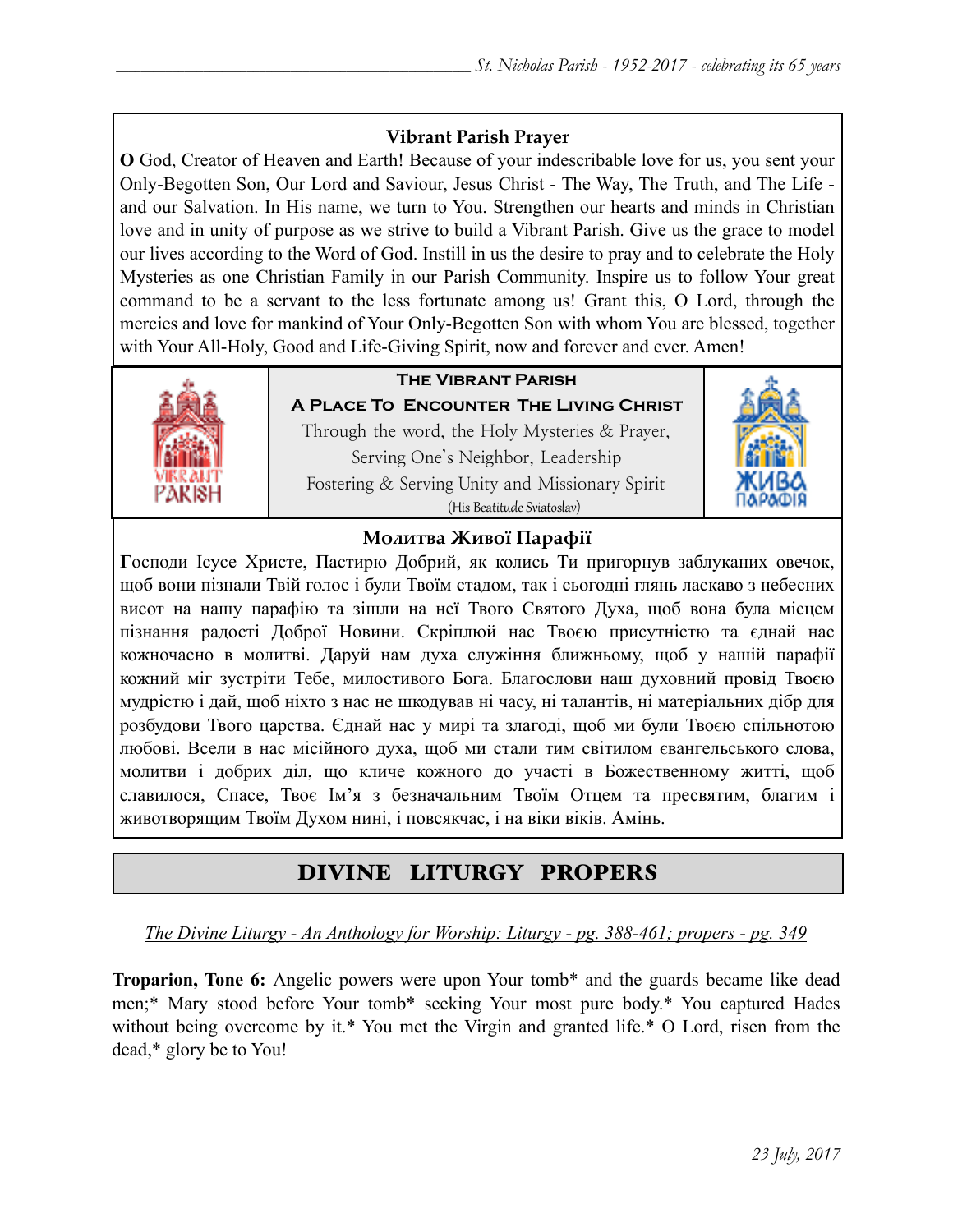### Vibrant Parish Prayer

**O** God, Creator of Heaven and Earth! Because of your indescribable love for us, you sent your Only-Begotten Son, Our Lord and Saviour, Jesus Christ - The Way, The Truth, and The Life - and our Salvation. In His name, we turn to You. Strengthen our hearts and minds in Christian love and in unity of purpose as we strive to build a Vibrant Parish. Give us the grace to model our lives according to the Word of God. Instill in us the desire to pray and to celebrate the Holy Mysteries as one Christian Family in our Parish Community. Inspire us to follow Your great command to be a servant to the less fortunate among us! Grant this, O Lord, through the mercies and love for mankind of Your Only-Begotten Son with whom You are blessed, together with Your All-Holy, Good and Life-Giving Spirit, now and forever and ever. Amen!

**The Vibrant Parish**

**A Place To Encounter The Living Christ**

Through the word, the Holy Mysteries & Prayer,
Serving One's Neighbor, Leadership
Fostering & Serving Unity and Missionary Spirit
(His Beatitude Sviatoslav)

### Молитва Живої Парафії

**Г**осподи Ісусе Христе, Пастирю Добрий, як колись Ти пригорнув заблуканих овечок, щоб вони пізнали Твій голос і були Твоїм стадом, так і сьогодні глянь ласкаво з небесних висот на нашу парафію та зішли на неї Твого Святого Духа, щоб вона була місцем пізнання радості Доброї Новини. Скріплюй нас Твоєю присутністю та єднай нас кожночасно в молитві. Даруй нам духа служіння ближньому, щоб у нашій парафії кожний міг зустріти Тебе, милостивого Бога. Благослови наш духовний провід Твоєю мудрістю і дай, щоб ніхто з нас не шкодував ні часу, ні талантів, ні матеріальних дібр для розбудови Твого царства. Єднай нас у мирі та злагоді, щоб ми були Твоєю спільнотою любові. Всели в нас місійного духа, щоб ми стали тим світилом євангельського слова, молитви і добрих діл, що кличе кожного до участі в Божественному житті, щоб славилося, Спасе, Твоє Ім'я з безначальним Твоїм Отцем та пресвятим, благим і животворящим Твоїм Духом нині, і повсякчас, і на віки віків. Амінь.

## DIVINE LITURGY PROPERS

*The Divine Liturgy - An Anthology for Worship: Liturgy - pg. 388-461; propers - pg. 349*

**Troparion, Tone 6:** Angelic powers were upon Your tomb* and the guards became like dead men;* Mary stood before Your tomb* seeking Your most pure body.* You captured Hades without being overcome by it.* You met the Virgin and granted life.* O Lord, risen from the dead,* glory be to You!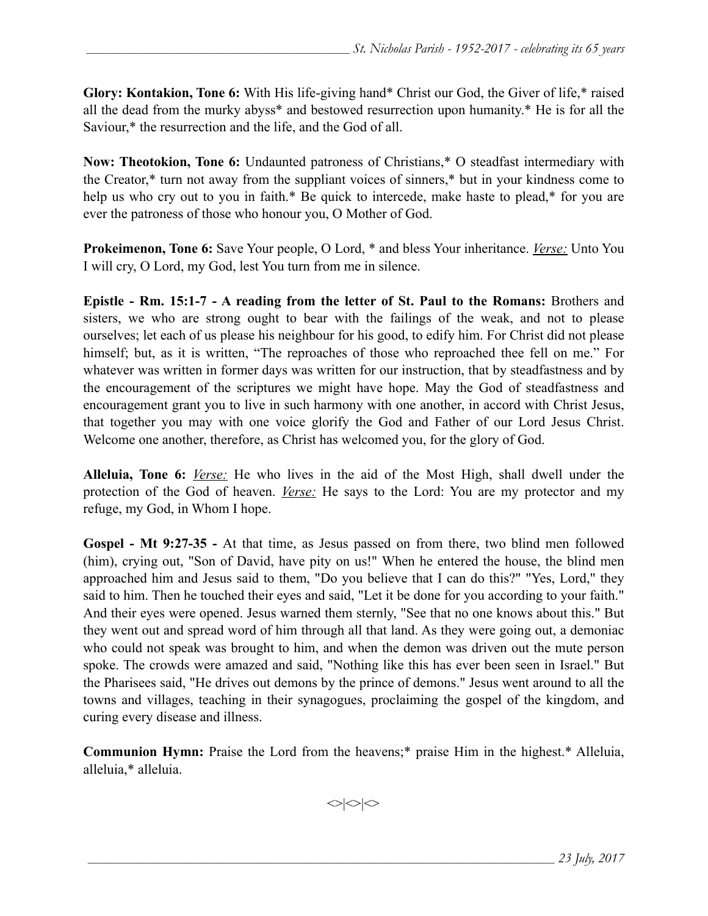**Glory: Kontakion, Tone 6:** With His life-giving hand* Christ our God, the Giver of life,* raised all the dead from the murky abyss* and bestowed resurrection upon humanity.* He is for all the Saviour,* the resurrection and the life, and the God of all.

**Now: Theotokion, Tone 6:** Undaunted patroness of Christians,* O steadfast intermediary with the Creator,* turn not away from the suppliant voices of sinners,* but in your kindness come to help us who cry out to you in faith.* Be quick to intercede, make haste to plead,* for you are ever the patroness of those who honour you, O Mother of God.

**Prokeimenon, Tone 6:** Save Your people, O Lord, * and bless Your inheritance. *Verse:* Unto You I will cry, O Lord, my God, lest You turn from me in silence.

**Epistle - Rm. 15:1-7 - A reading from the letter of St. Paul to the Romans:** Brothers and sisters, we who are strong ought to bear with the failings of the weak, and not to please ourselves; let each of us please his neighbour for his good, to edify him. For Christ did not please himself; but, as it is written, "The reproaches of those who reproached thee fell on me." For whatever was written in former days was written for our instruction, that by steadfastness and by the encouragement of the scriptures we might have hope. May the God of steadfastness and encouragement grant you to live in such harmony with one another, in accord with Christ Jesus, that together you may with one voice glorify the God and Father of our Lord Jesus Christ. Welcome one another, therefore, as Christ has welcomed you, for the glory of God.

**Alleluia, Tone 6:** *Verse:* He who lives in the aid of the Most High, shall dwell under the protection of the God of heaven. *Verse:* He says to the Lord: You are my protector and my refuge, my God, in Whom I hope.

**Gospel - Mt 9:27-35 -** At that time, as Jesus passed on from there, two blind men followed (him), crying out, "Son of David, have pity on us!" When he entered the house, the blind men approached him and Jesus said to them, "Do you believe that I can do this?" "Yes, Lord," they said to him. Then he touched their eyes and said, "Let it be done for you according to your faith." And their eyes were opened. Jesus warned them sternly, "See that no one knows about this." But they went out and spread word of him through all that land. As they were going out, a demoniac who could not speak was brought to him, and when the demon was driven out the mute person spoke. The crowds were amazed and said, "Nothing like this has ever been seen in Israel." But the Pharisees said, "He drives out demons by the prince of demons." Jesus went around to all the towns and villages, teaching in their synagogues, proclaiming the gospel of the kingdom, and curing every disease and illness.

**Communion Hymn:** Praise the Lord from the heavens;* praise Him in the highest.* Alleluia, alleluia,* alleluia.

<>|<>|<>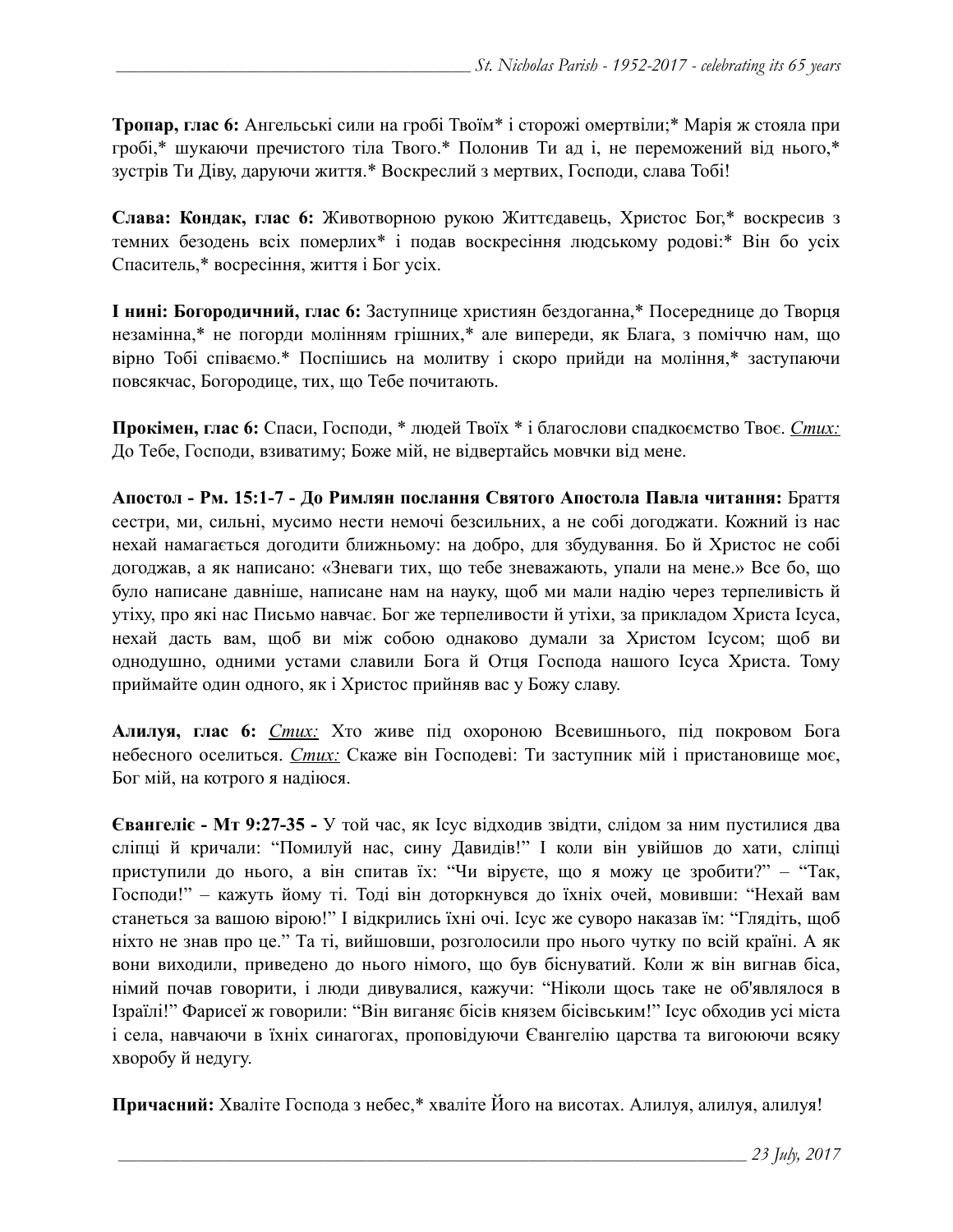**Тропар, глас 6:** Ангельські сили на гробі Твоїм* і сторожі омертвіли;* Марія ж стояла при гробі,* шукаючи пречистого тіла Твого.* Полонив Ти ад і, не переможений від нього,* зустрів Ти Діву, даруючи життя.* Воскреслий з мертвих, Господи, слава Тобі!

**Слава: Кондак, глас 6:** Животворною рукою Життєдавець, Христос Бог,* воскресив з темних безодень всіх померлих* і подав воскресіння людському родові:* Він бо усіх Спаситель,* восресіння, життя і Бог усіх.

**І нині: Богородичний, глас 6:** Заступнице християн бездоганна,* Посереднице до Творця незамінна,* не погорди молінням грішних,* але випереди, як Блага, з поміччю нам, що вірно Тобі співаємо.* Поспішись на молитву і скоро прийди на моління,* заступаючи повсякчас, Богородице, тих, що Тебе почитають.

**Прокімен, глас 6:** Спаси, Господи, * людей Твоїх * і благослови спадкоємство Твоє. *Стих:* До Тебе, Господи, взиватиму; Боже мій, не відвертайсь мовчки від мене.

**Апостол - Рм. 15:1-7 - До Римлян послання Святого Апостола Павла читання:** Браття сестри, ми, сильні, мусимо нести немочі безсильних, а не собі догоджати. Кожний із нас нехай намагається догодити ближньому: на добро, для збудування. Бо й Христос не собі догоджав, а як написано: «Зневаги тих, що тебе зневажають, упали на мене.» Все бо, що було написане давніше, написане нам на науку, щоб ми мали надію через терпеливість й утіху, про які нас Письмо навчає. Бог же терпеливости й утіхи, за прикладом Христа Ісуса, нехай дасть вам, щоб ви між собою однаково думали за Христом Ісусом; щоб ви однодушно, одними устами славили Бога й Отця Господа нашого Ісуса Христа. Тому приймайте один одного, як і Христос прийняв вас у Божу славу.

**Алилуя, глас 6:** *Стих:* Хто живе під охороною Всевишнього, під покровом Бога небесного оселиться. *Стих:* Скаже він Господеві: Ти заступник мій і пристановище моє, Бог мій, на котрого я надіюся.

**Євангеліє - Мт 9:27-35 -** У той час, як Ісус відходив звідти, слідом за ним пустилися два сліпці й кричали: "Помилуй нас, сину Давидів!" І коли він увійшов до хати, сліпці приступили до нього, а він спитав їх: "Чи віруєте, що я можу це зробити?" – "Так, Господи!" – кажуть йому ті. Тоді він доторкнувся до їхніх очей, мовивши: "Нехай вам станеться за вашою вірою!" І відкрились їхні очі. Ісус же суворо наказав їм: "Глядіть, щоб ніхто не знав про це." Та ті, вийшовши, розголосили про нього чутку по всій країні. А як вони виходили, приведено до нього німого, що був біснуватий. Коли ж він вигнав біса, німий почав говорити, і люди дивувалися, кажучи: "Ніколи щось таке не об'являлося в Ізраїлі!" Фарисеї ж говорили: "Він виганяє бісів князем бісівським!" Ісус обходив усі міста і села, навчаючи в їхніх синагогах, проповідуючи Євангелію царства та вигоюючи всяку хворобу й недугу.

**Причасний:** Хваліте Господа з небес,* хваліте Його на висотах. Алилуя, алилуя, алилуя!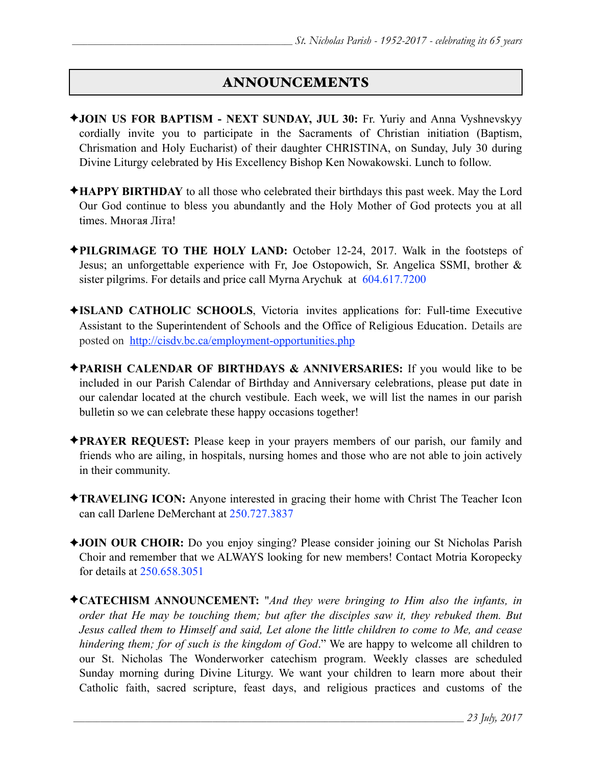## ANNOUNCEMENTS

✦**JOIN US FOR BAPTISM - NEXT SUNDAY, JUL 30:** Fr. Yuriy and Anna Vyshnevskyy cordially invite you to participate in the Sacraments of Christian initiation (Baptism, Chrismation and Holy Eucharist) of their daughter CHRISTINA, on Sunday, July 30 during Divine Liturgy celebrated by His Excellency Bishop Ken Nowakowski. Lunch to follow.

✦**HAPPY BIRTHDAY** to all those who celebrated their birthdays this past week. May the Lord Our God continue to bless you abundantly and the Holy Mother of God protects you at all times. Многая Літа!

✦**PILGRIMAGE TO THE HOLY LAND:** October 12-24, 2017. Walk in the footsteps of Jesus; an unforgettable experience with Fr, Joe Ostopowich, Sr. Angelica SSMI, brother & sister pilgrims. For details and price call Myrna Arychuk at 604.617.7200

✦**ISLAND CATHOLIC SCHOOLS**, Victoria invites applications for: Full-time Executive Assistant to the Superintendent of Schools and the Office of Religious Education. Details are posted on http://cisdv.bc.ca/employment-opportunities.php

✦**PARISH CALENDAR OF BIRTHDAYS & ANNIVERSARIES:** If you would like to be included in our Parish Calendar of Birthday and Anniversary celebrations, please put date in our calendar located at the church vestibule. Each week, we will list the names in our parish bulletin so we can celebrate these happy occasions together!

✦**PRAYER REQUEST:** Please keep in your prayers members of our parish, our family and friends who are ailing, in hospitals, nursing homes and those who are not able to join actively in their community.

✦**TRAVELING ICON:** Anyone interested in gracing their home with Christ The Teacher Icon can call Darlene DeMerchant at 250.727.3837

✦**JOIN OUR CHOIR:** Do you enjoy singing? Please consider joining our St Nicholas Parish Choir and remember that we ALWAYS looking for new members! Contact Motria Koropecky for details at 250.658.3051

✦**CATECHISM ANNOUNCEMENT:** "*And they were bringing to Him also the infants, in order that He may be touching them; but after the disciples saw it, they rebuked them. But Jesus called them to Himself and said, Let alone the little children to come to Me, and cease hindering them; for of such is the kingdom of God*." We are happy to welcome all children to our St. Nicholas The Wonderworker catechism program. Weekly classes are scheduled Sunday morning during Divine Liturgy. We want your children to learn more about their Catholic faith, sacred scripture, feast days, and religious practices and customs of the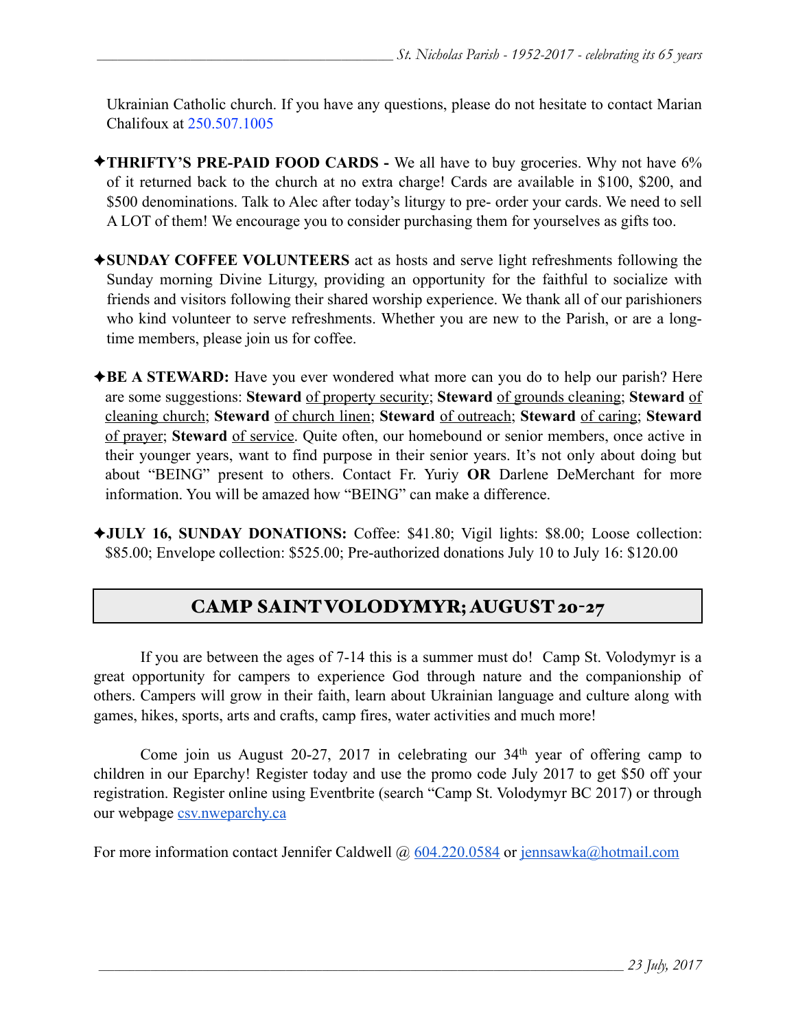Ukrainian Catholic church. If you have any questions, please do not hesitate to contact Marian Chalifoux at 250.507.1005

✦**THRIFTY'S PRE-PAID FOOD CARDS -** We all have to buy groceries. Why not have 6% of it returned back to the church at no extra charge! Cards are available in $100, $200, and $500 denominations. Talk to Alec after today's liturgy to pre- order your cards. We need to sell A LOT of them! We encourage you to consider purchasing them for yourselves as gifts too.

✦**SUNDAY COFFEE VOLUNTEERS** act as hosts and serve light refreshments following the Sunday morning Divine Liturgy, providing an opportunity for the faithful to socialize with friends and visitors following their shared worship experience. We thank all of our parishioners who kind volunteer to serve refreshments. Whether you are new to the Parish, or are a long-time members, please join us for coffee.

✦**BE A STEWARD:** Have you ever wondered what more can you do to help our parish? Here are some suggestions: **Steward** of property security; **Steward** of grounds cleaning; **Steward** of cleaning church; **Steward** of church linen; **Steward** of outreach; **Steward** of caring; **Steward** of prayer; **Steward** of service. Quite often, our homebound or senior members, once active in their younger years, want to find purpose in their senior years. It's not only about doing but about "BEING" present to others. Contact Fr. Yuriy **OR** Darlene DeMerchant for more information. You will be amazed how "BEING" can make a difference.

✦**JULY 16, SUNDAY DONATIONS:** Coffee: $41.80; Vigil lights: $8.00; Loose collection: $85.00; Envelope collection: $525.00; Pre-authorized donations July 10 to July 16: $120.00

## CAMP SAINT VOLODYMYR; AUGUST 20-27

If you are between the ages of 7-14 this is a summer must do! Camp St. Volodymyr is a great opportunity for campers to experience God through nature and the companionship of others. Campers will grow in their faith, learn about Ukrainian language and culture along with games, hikes, sports, arts and crafts, camp fires, water activities and much more!

Come join us August 20-27, 2017 in celebrating our 34th year of offering camp to children in our Eparchy! Register today and use the promo code July 2017 to get $50 off your registration. Register online using Eventbrite (search "Camp St. Volodymyr BC 2017) or through our webpage csv.nweparchy.ca

For more information contact Jennifer Caldwell @ 604.220.0584 or jennsawka@hotmail.com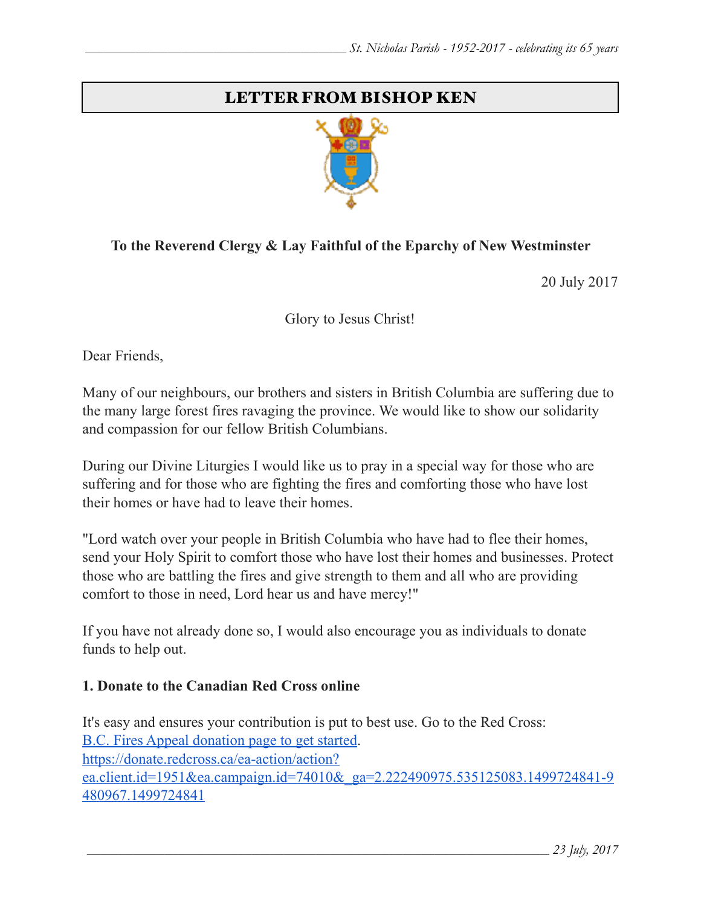# LETTER FROM BISHOP KEN

**To the Reverend Clergy & Lay Faithful of the Eparchy of New Westminster**

20 July 2017

Glory to Jesus Christ!

Dear Friends,

Many of our neighbours, our brothers and sisters in British Columbia are suffering due to the many large forest fires ravaging the province. We would like to show our solidarity and compassion for our fellow British Columbians.

During our Divine Liturgies I would like us to pray in a special way for those who are suffering and for those who are fighting the fires and comforting those who have lost their homes or have had to leave their homes.

"Lord watch over your people in British Columbia who have had to flee their homes, send your Holy Spirit to comfort those who have lost their homes and businesses. Protect those who are battling the fires and give strength to them and all who are providing comfort to those in need, Lord hear us and have mercy!"

If you have not already done so, I would also encourage you as individuals to donate funds to help out.

**1. Donate to the Canadian Red Cross online**

It's easy and ensures your contribution is put to best use. Go to the Red Cross: B.C. Fires Appeal donation page to get started.
https://donate.redcross.ca/ea-action/action?ea.client.id=1951&ea.campaign.id=74010&_ga=2.222490975.535125083.1499724841-9480967.1499724841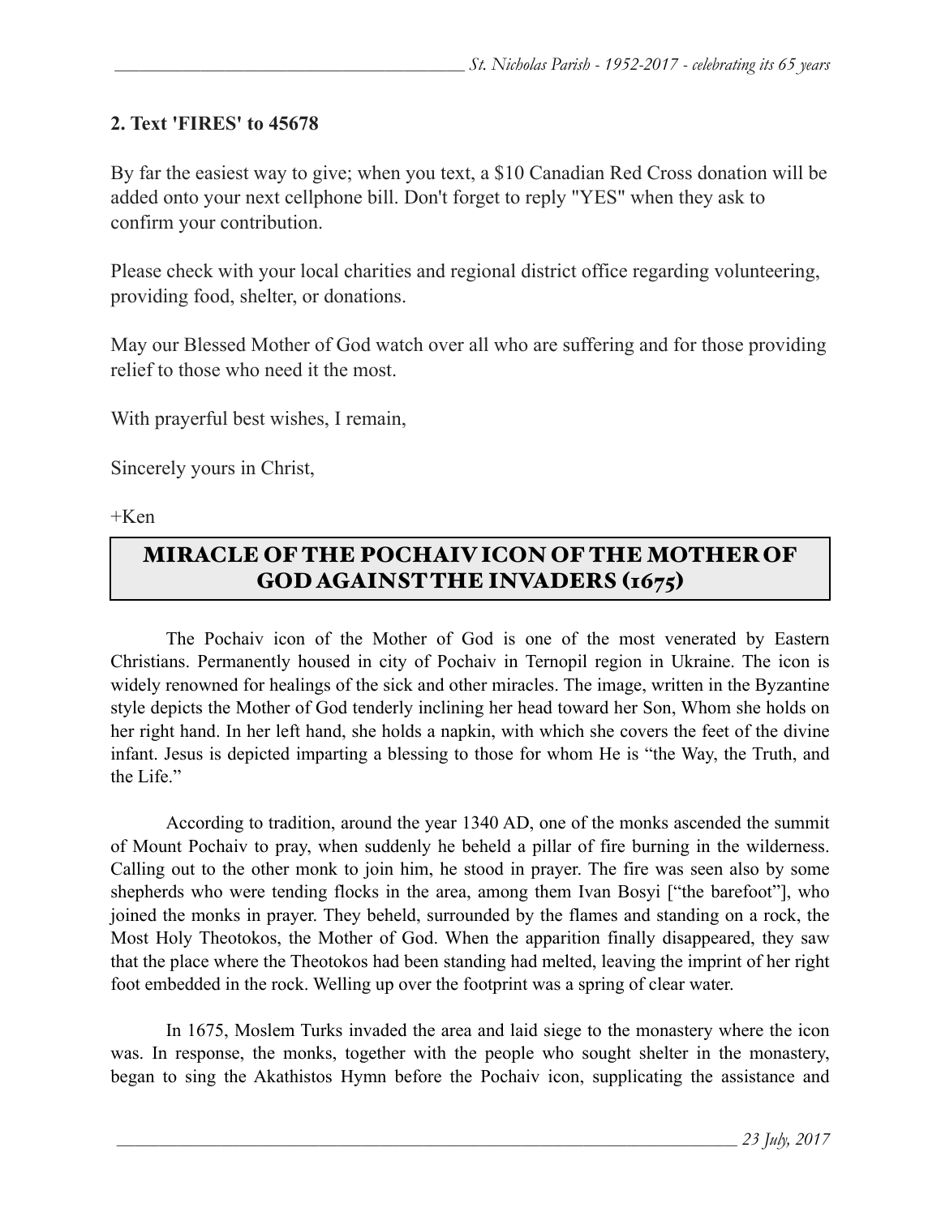**2. Text 'FIRES' to 45678**

By far the easiest way to give; when you text, a $10 Canadian Red Cross donation will be added onto your next cellphone bill. Don't forget to reply "YES" when they ask to confirm your contribution.

Please check with your local charities and regional district office regarding volunteering, providing food, shelter, or donations.

May our Blessed Mother of God watch over all who are suffering and for those providing relief to those who need it the most.

With prayerful best wishes, I remain,

Sincerely yours in Christ,

+Ken

## MIRACLE OF THE POCHAIV ICON OF THE MOTHER OF GOD AGAINST THE INVADERS (1675)

The Pochaiv icon of the Mother of God is one of the most venerated by Eastern Christians. Permanently housed in city of Pochaiv in Ternopil region in Ukraine. The icon is widely renowned for healings of the sick and other miracles. The image, written in the Byzantine style depicts the Mother of God tenderly inclining her head toward her Son, Whom she holds on her right hand. In her left hand, she holds a napkin, with which she covers the feet of the divine infant. Jesus is depicted imparting a blessing to those for whom He is "the Way, the Truth, and the Life."

According to tradition, around the year 1340 AD, one of the monks ascended the summit of Mount Pochaiv to pray, when suddenly he beheld a pillar of fire burning in the wilderness. Calling out to the other monk to join him, he stood in prayer. The fire was seen also by some shepherds who were tending flocks in the area, among them Ivan Bosyi ["the barefoot"], who joined the monks in prayer. They beheld, surrounded by the flames and standing on a rock, the Most Holy Theotokos, the Mother of God. When the apparition finally disappeared, they saw that the place where the Theotokos had been standing had melted, leaving the imprint of her right foot embedded in the rock. Welling up over the footprint was a spring of clear water.

In 1675, Moslem Turks invaded the area and laid siege to the monastery where the icon was. In response, the monks, together with the people who sought shelter in the monastery, began to sing the Akathistos Hymn before the Pochaiv icon, supplicating the assistance and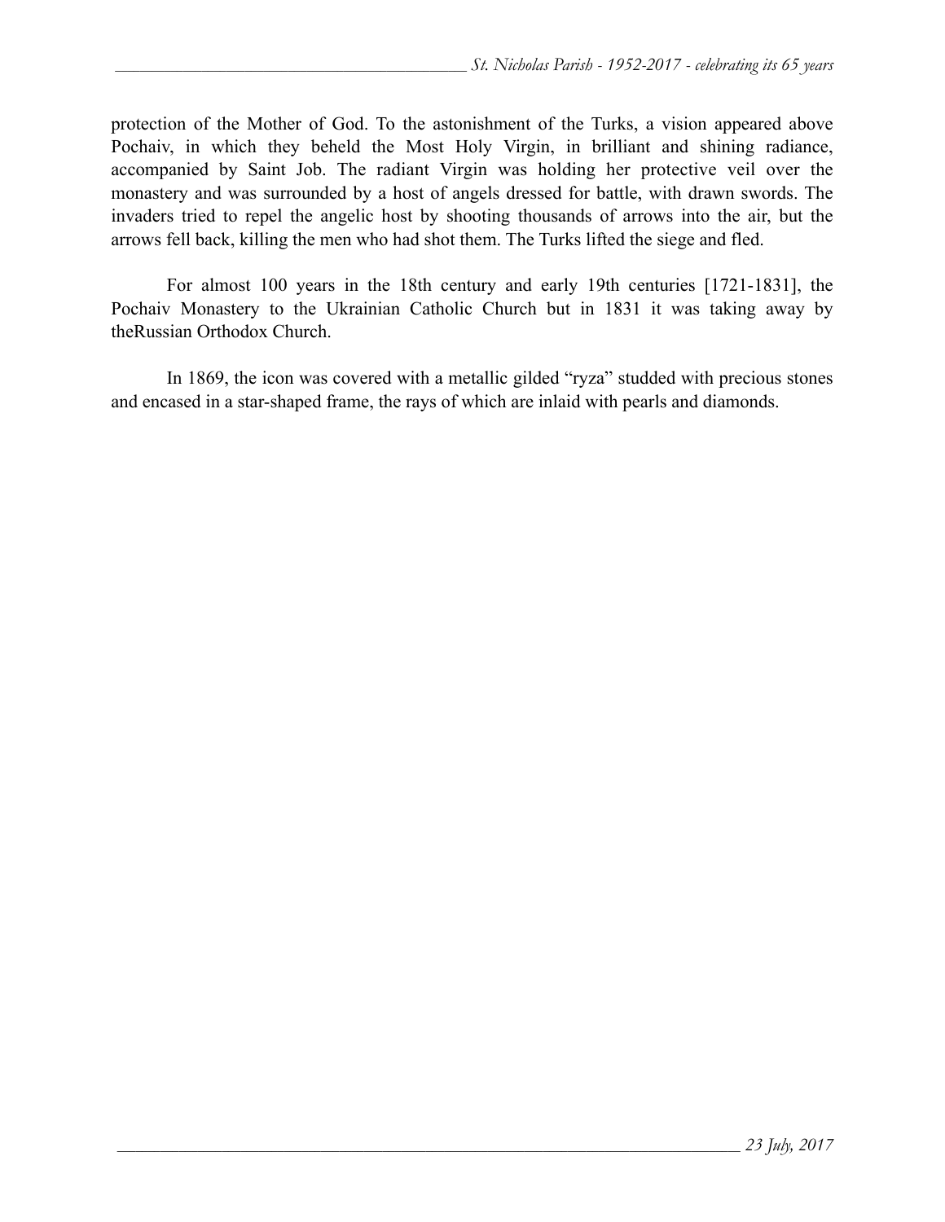protection of the Mother of God. To the astonishment of the Turks, a vision appeared above Pochaiv, in which they beheld the Most Holy Virgin, in brilliant and shining radiance, accompanied by Saint Job. The radiant Virgin was holding her protective veil over the monastery and was surrounded by a host of angels dressed for battle, with drawn swords. The invaders tried to repel the angelic host by shooting thousands of arrows into the air, but the arrows fell back, killing the men who had shot them. The Turks lifted the siege and fled.

For almost 100 years in the 18th century and early 19th centuries [1721-1831], the Pochaiv Monastery to the Ukrainian Catholic Church but in 1831 it was taking away by theRussian Orthodox Church.

In 1869, the icon was covered with a metallic gilded "ryza" studded with precious stones and encased in a star-shaped frame, the rays of which are inlaid with pearls and diamonds.